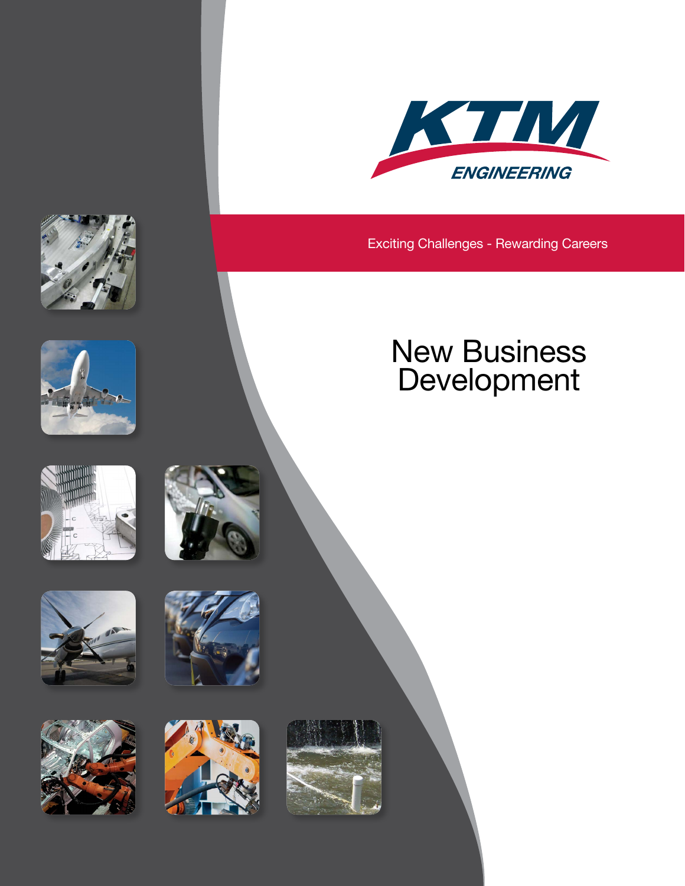KTM

ENGINEERING

Exciting Challenges - Rewarding Careers

# New Business Development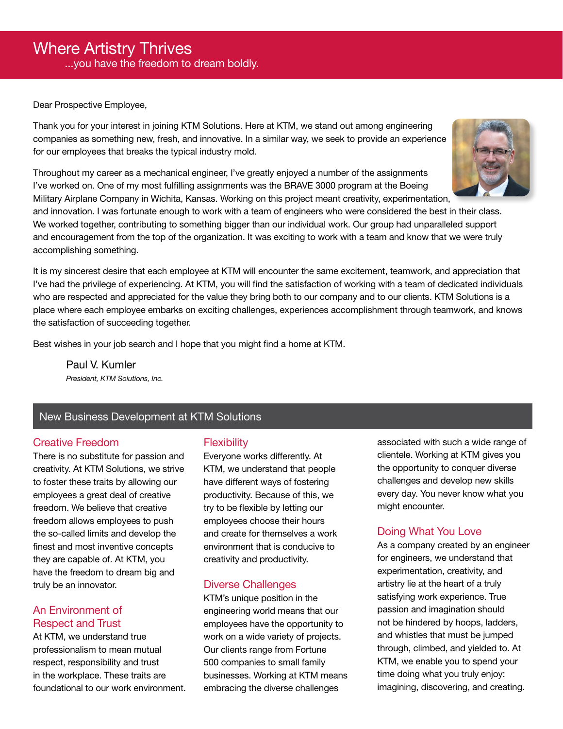# Where Artistry Thrives

...you have the freedom to dream boldly.

Dear Prospective Employee,

Thank you for your interest in joining KTM Solutions. Here at KTM, we stand out among engineering companies as something new, fresh, and innovative. In a similar way, we seek to provide an experience for our employees that breaks the typical industry mold.

Throughout my career as a mechanical engineer, I've greatly enjoyed a number of the assignments I've worked on. One of my most fulfilling assignments was the BRAVE 3000 program at the Boeing Military Airplane Company in Wichita, Kansas. Working on this project meant creativity, experimentation, and innovation. I was fortunate enough to work with a team of engineers who were considered the best in their class. We worked together, contributing to something bigger than our individual work. Our group had unparalleled support and encouragement from the top of the organization. It was exciting to work with a team and know that we were truly accomplishing something.

It is my sincerest desire that each employee at KTM will encounter the same excitement, teamwork, and appreciation that I've had the privilege of experiencing. At KTM, you will find the satisfaction of working with a team of dedicated individuals who are respected and appreciated for the value they bring both to our company and to our clients. KTM Solutions is a place where each employee embarks on exciting challenges, experiences accomplishment through teamwork, and knows the satisfaction of succeeding together.

Best wishes in your job search and I hope that you might find a home at KTM.

Paul V. Kumler
*President, KTM Solutions, Inc.*

## New Business Development at KTM Solutions

### Creative Freedom

There is no substitute for passion and creativity. At KTM Solutions, we strive to foster these traits by allowing our employees a great deal of creative freedom. We believe that creative freedom allows employees to push the so-called limits and develop the finest and most inventive concepts they are capable of. At KTM, you have the freedom to dream big and truly be an innovator.

### An Environment of Respect and Trust

At KTM, we understand true professionalism to mean mutual respect, responsibility and trust in the workplace. These traits are foundational to our work environment.

### Flexibility

Everyone works differently. At KTM, we understand that people have different ways of fostering productivity. Because of this, we try to be flexible by letting our employees choose their hours and create for themselves a work environment that is conducive to creativity and productivity.

### Diverse Challenges

KTM's unique position in the engineering world means that our employees have the opportunity to work on a wide variety of projects. Our clients range from Fortune 500 companies to small family businesses. Working at KTM means embracing the diverse challenges associated with such a wide range of clientele. Working at KTM gives you the opportunity to conquer diverse challenges and develop new skills every day. You never know what you might encounter.

### Doing What You Love

As a company created by an engineer for engineers, we understand that experimentation, creativity, and artistry lie at the heart of a truly satisfying work experience. True passion and imagination should not be hindered by hoops, ladders, and whistles that must be jumped through, climbed, and yielded to. At KTM, we enable you to spend your time doing what you truly enjoy: imagining, discovering, and creating.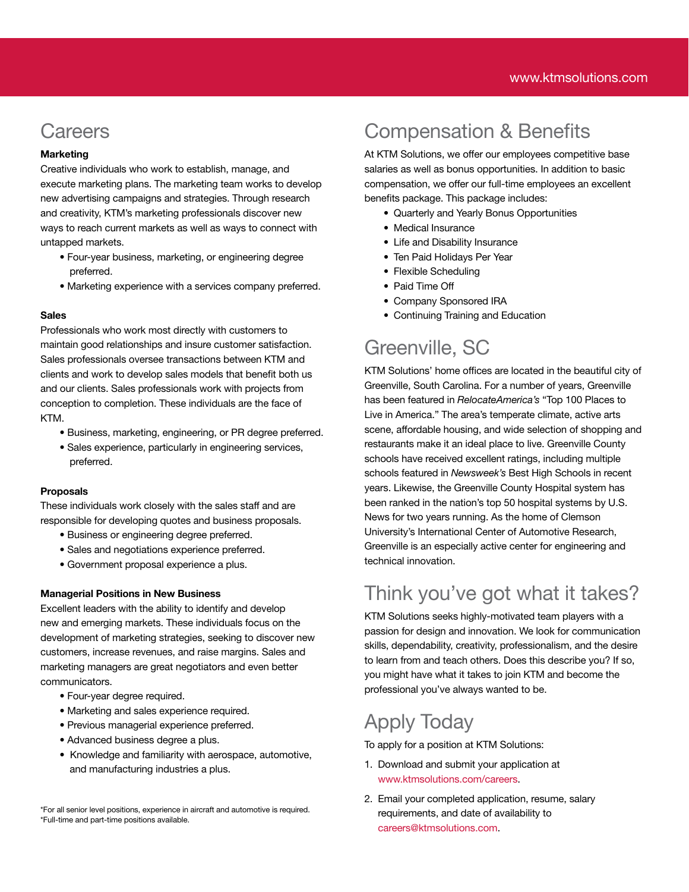# Careers

**Marketing**

Creative individuals who work to establish, manage, and execute marketing plans. The marketing team works to develop new advertising campaigns and strategies. Through research and creativity, KTM's marketing professionals discover new ways to reach current markets as well as ways to connect with untapped markets.

- Four-year business, marketing, or engineering degree preferred.
- Marketing experience with a services company preferred.

**Sales**

Professionals who work most directly with customers to maintain good relationships and insure customer satisfaction. Sales professionals oversee transactions between KTM and clients and work to develop sales models that benefit both us and our clients. Sales professionals work with projects from conception to completion. These individuals are the face of KTM.

- Business, marketing, engineering, or PR degree preferred.
- Sales experience, particularly in engineering services, preferred.

**Proposals**

These individuals work closely with the sales staff and are responsible for developing quotes and business proposals.

- Business or engineering degree preferred.
- Sales and negotiations experience preferred.
- Government proposal experience a plus.

**Managerial Positions in New Business**

Excellent leaders with the ability to identify and develop new and emerging markets. These individuals focus on the development of marketing strategies, seeking to discover new customers, increase revenues, and raise margins. Sales and marketing managers are great negotiators and even better communicators.

- Four-year degree required.
- Marketing and sales experience required.
- Previous managerial experience preferred.
- Advanced business degree a plus.
- Knowledge and familiarity with aerospace, automotive, and manufacturing industries a plus.

*For all senior level positions, experience in aircraft and automotive is required.
*Full-time and part-time positions available.

# Compensation & Benefits

At KTM Solutions, we offer our employees competitive base salaries as well as bonus opportunities. In addition to basic compensation, we offer our full-time employees an excellent benefits package. This package includes:

- Quarterly and Yearly Bonus Opportunities
- Medical Insurance
- Life and Disability Insurance
- Ten Paid Holidays Per Year
- Flexible Scheduling
- Paid Time Off
- Company Sponsored IRA
- Continuing Training and Education

# Greenville, SC

KTM Solutions' home offices are located in the beautiful city of Greenville, South Carolina. For a number of years, Greenville has been featured in *RelocateAmerica's* "Top 100 Places to Live in America." The area's temperate climate, active arts scene, affordable housing, and wide selection of shopping and restaurants make it an ideal place to live. Greenville County schools have received excellent ratings, including multiple schools featured in *Newsweek's* Best High Schools in recent years. Likewise, the Greenville County Hospital system has been ranked in the nation's top 50 hospital systems by U.S. News for two years running. As the home of Clemson University's International Center of Automotive Research, Greenville is an especially active center for engineering and technical innovation.

# Think you've got what it takes?

KTM Solutions seeks highly-motivated team players with a passion for design and innovation. We look for communication skills, dependability, creativity, professionalism, and the desire to learn from and teach others. Does this describe you? If so, you might have what it takes to join KTM and become the professional you've always wanted to be.

# Apply Today

To apply for a position at KTM Solutions:

1. Download and submit your application at www.ktmsolutions.com/careers.
2. Email your completed application, resume, salary requirements, and date of availability to careers@ktmsolutions.com.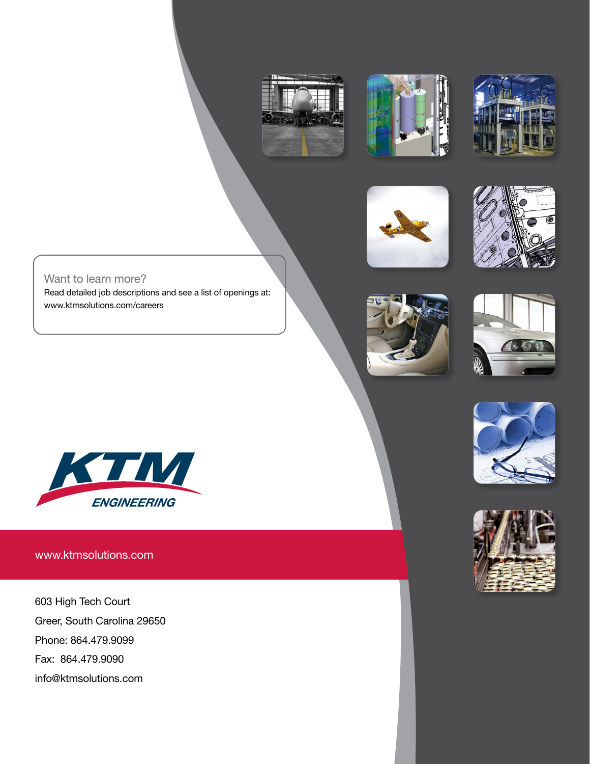Want to learn more?

Read detailed job descriptions and see a list of openings at:
www.ktmsolutions.com/careers

KTM ENGINEERING

www.ktmsolutions.com

603 High Tech Court
Greer, South Carolina 29650
Phone: 864.479.9099
Fax: 864.479.9090
info@ktmsolutions.com